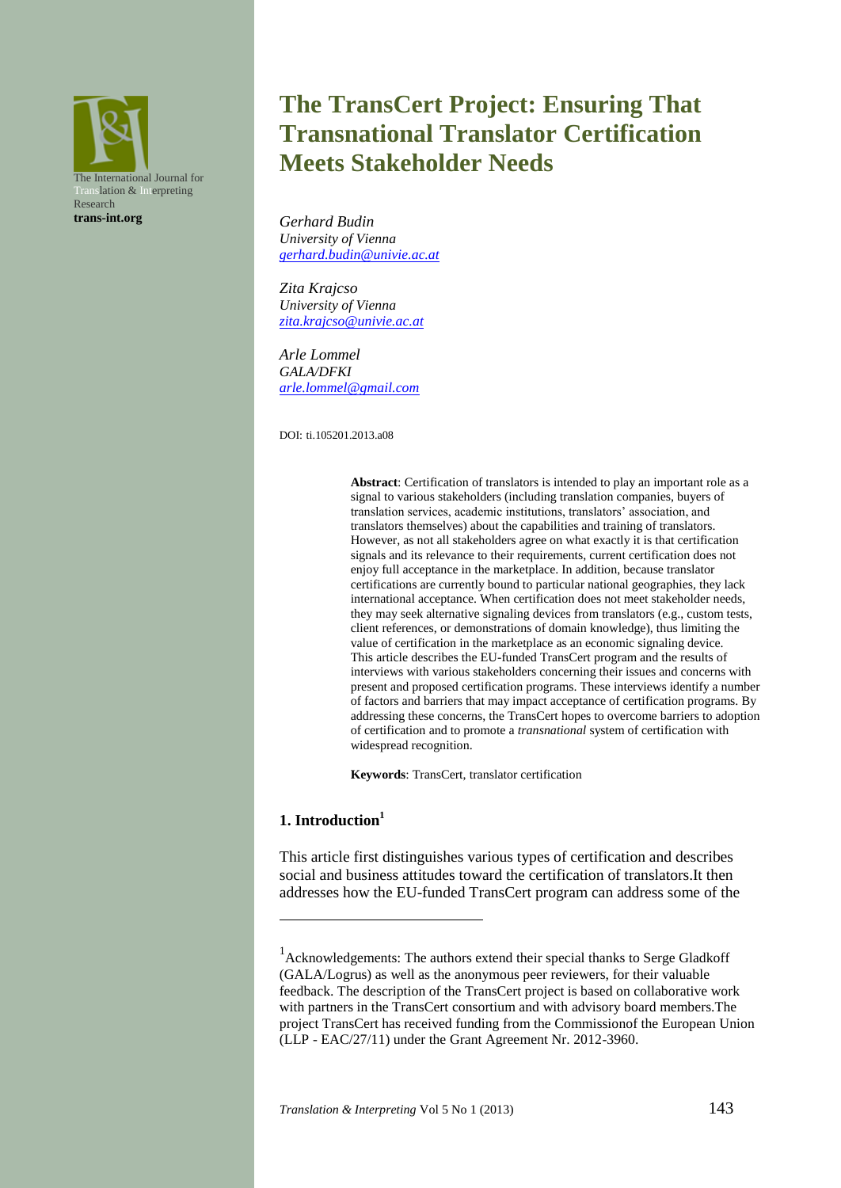# The TransCert Project: Ensuring That Transnational Translator Certification Meets Stakeholder Needs

*Gerhard Budin*
*University of Vienna*
*gerhard.budin@univie.ac.at*

*Zita Krajcso*
*University of Vienna*
*zita.krajcso@univie.ac.at*

*Arle Lommel*
*GALA/DFKI*
*arle.lommel@gmail.com*

DOI: ti.105201.2013.a08

**Abstract**: Certification of translators is intended to play an important role as a signal to various stakeholders (including translation companies, buyers of translation services, academic institutions, translators' association, and translators themselves) about the capabilities and training of translators. However, as not all stakeholders agree on what exactly it is that certification signals and its relevance to their requirements, current certification does not enjoy full acceptance in the marketplace. In addition, because translator certifications are currently bound to particular national geographies, they lack international acceptance. When certification does not meet stakeholder needs, they may seek alternative signaling devices from translators (e.g., custom tests, client references, or demonstrations of domain knowledge), thus limiting the value of certification in the marketplace as an economic signaling device. This article describes the EU-funded TransCert program and the results of interviews with various stakeholders concerning their issues and concerns with present and proposed certification programs. These interviews identify a number of factors and barriers that may impact acceptance of certification programs. By addressing these concerns, the TransCert hopes to overcome barriers to adoption of certification and to promote a *transnational* system of certification with widespread recognition.

**Keywords**: TransCert, translator certification

## 1. Introduction[1]

This article first distinguishes various types of certification and describes social and business attitudes toward the certification of translators.It then addresses how the EU-funded TransCert program can address some of the

[1] Acknowledgements: The authors extend their special thanks to Serge Gladkoff (GALA/Logrus) as well as the anonymous peer reviewers, for their valuable feedback. The description of the TransCert project is based on collaborative work with partners in the TransCert consortium and with advisory board members.The project TransCert has received funding from the Commissionof the European Union (LLP - EAC/27/11) under the Grant Agreement Nr. 2012-3960.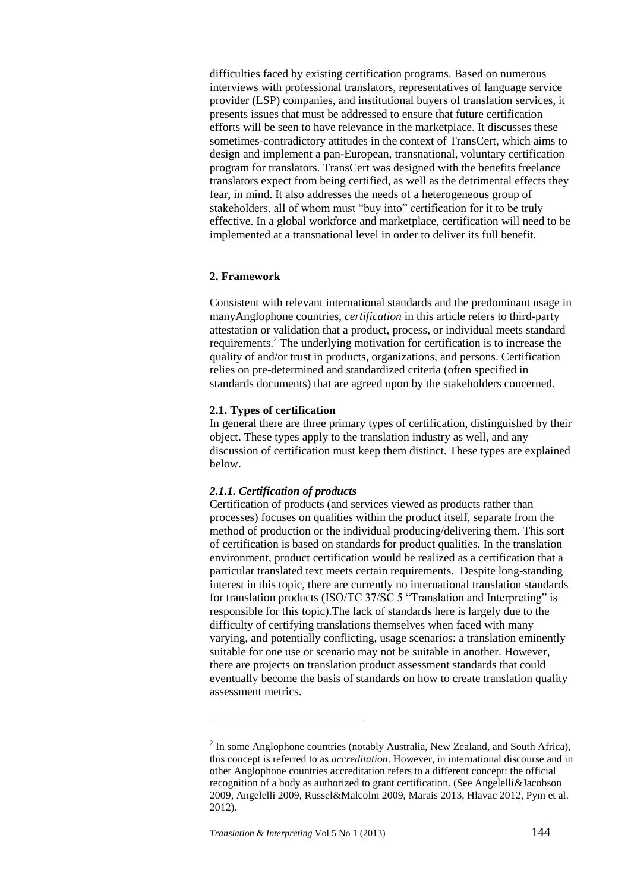difficulties faced by existing certification programs. Based on numerous interviews with professional translators, representatives of language service provider (LSP) companies, and institutional buyers of translation services, it presents issues that must be addressed to ensure that future certification efforts will be seen to have relevance in the marketplace. It discusses these sometimes-contradictory attitudes in the context of TransCert, which aims to design and implement a pan-European, transnational, voluntary certification program for translators. TransCert was designed with the benefits freelance translators expect from being certified, as well as the detrimental effects they fear, in mind. It also addresses the needs of a heterogeneous group of stakeholders, all of whom must "buy into" certification for it to be truly effective. In a global workforce and marketplace, certification will need to be implemented at a transnational level in order to deliver its full benefit.

## 2. Framework

Consistent with relevant international standards and the predominant usage in manyAnglophone countries, *certification* in this article refers to third-party attestation or validation that a product, process, or individual meets standard requirements.[2] The underlying motivation for certification is to increase the quality of and/or trust in products, organizations, and persons. Certification relies on pre-determined and standardized criteria (often specified in standards documents) that are agreed upon by the stakeholders concerned.

### 2.1. Types of certification

In general there are three primary types of certification, distinguished by their object. These types apply to the translation industry as well, and any discussion of certification must keep them distinct. These types are explained below.

#### *2.1.1. Certification of products*

Certification of products (and services viewed as products rather than processes) focuses on qualities within the product itself, separate from the method of production or the individual producing/delivering them. This sort of certification is based on standards for product qualities. In the translation environment, product certification would be realized as a certification that a particular translated text meets certain requirements. Despite long-standing interest in this topic, there are currently no international translation standards for translation products (ISO/TC 37/SC 5 "Translation and Interpreting" is responsible for this topic).The lack of standards here is largely due to the difficulty of certifying translations themselves when faced with many varying, and potentially conflicting, usage scenarios: a translation eminently suitable for one use or scenario may not be suitable in another. However, there are projects on translation product assessment standards that could eventually become the basis of standards on how to create translation quality assessment metrics.

---

[2] In some Anglophone countries (notably Australia, New Zealand, and South Africa), this concept is referred to as *accreditation*. However, in international discourse and in other Anglophone countries accreditation refers to a different concept: the official recognition of a body as authorized to grant certification. (See Angelelli&Jacobson 2009, Angelelli 2009, Russel&Malcolm 2009, Marais 2013, Hlavac 2012, Pym et al. 2012).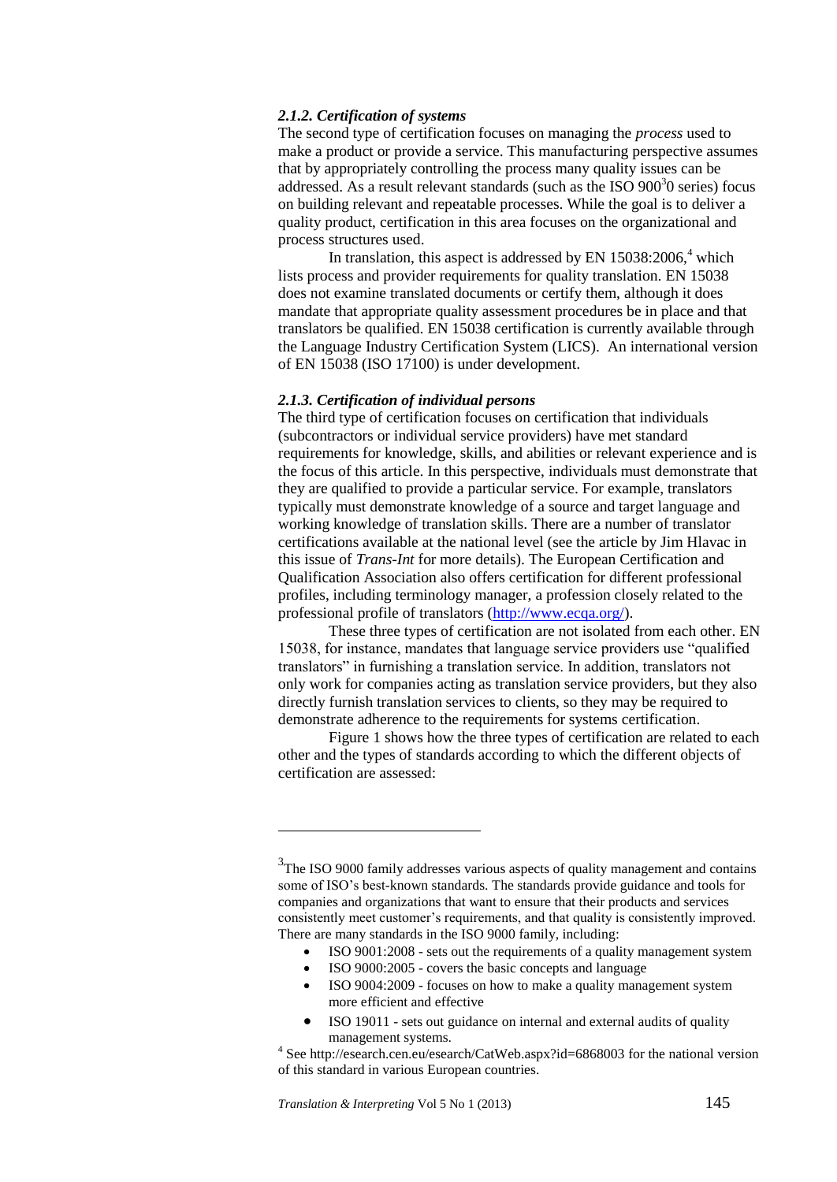### *2.1.2. Certification of systems*

The second type of certification focuses on managing the *process* used to make a product or provide a service. This manufacturing perspective assumes that by appropriately controlling the process many quality issues can be addressed. As a result relevant standards (such as the ISO 900[3]0 series) focus on building relevant and repeatable processes. While the goal is to deliver a quality product, certification in this area focuses on the organizational and process structures used.

In translation, this aspect is addressed by EN 15038:2006,[4] which lists process and provider requirements for quality translation. EN 15038 does not examine translated documents or certify them, although it does mandate that appropriate quality assessment procedures be in place and that translators be qualified. EN 15038 certification is currently available through the Language Industry Certification System (LICS). An international version of EN 15038 (ISO 17100) is under development.

### *2.1.3. Certification of individual persons*

The third type of certification focuses on certification that individuals (subcontractors or individual service providers) have met standard requirements for knowledge, skills, and abilities or relevant experience and is the focus of this article. In this perspective, individuals must demonstrate that they are qualified to provide a particular service. For example, translators typically must demonstrate knowledge of a source and target language and working knowledge of translation skills. There are a number of translator certifications available at the national level (see the article by Jim Hlavac in this issue of *Trans-Int* for more details). The European Certification and Qualification Association also offers certification for different professional profiles, including terminology manager, a profession closely related to the professional profile of translators (http://www.ecqa.org/).

These three types of certification are not isolated from each other. EN 15038, for instance, mandates that language service providers use "qualified translators" in furnishing a translation service. In addition, translators not only work for companies acting as translation service providers, but they also directly furnish translation services to clients, so they may be required to demonstrate adherence to the requirements for systems certification.

Figure 1 shows how the three types of certification are related to each other and the types of standards according to which the different objects of certification are assessed:

---

[3]The ISO 9000 family addresses various aspects of quality management and contains some of ISO's best-known standards. The standards provide guidance and tools for companies and organizations that want to ensure that their products and services consistently meet customer's requirements, and that quality is consistently improved. There are many standards in the ISO 9000 family, including:

- ISO 9001:2008 - sets out the requirements of a quality management system
- ISO 9000:2005 - covers the basic concepts and language
- ISO 9004:2009 - focuses on how to make a quality management system more efficient and effective
- ISO 19011 - sets out guidance on internal and external audits of quality management systems.

[4] See http://esearch.cen.eu/esearch/CatWeb.aspx?id=6868003 for the national version of this standard in various European countries.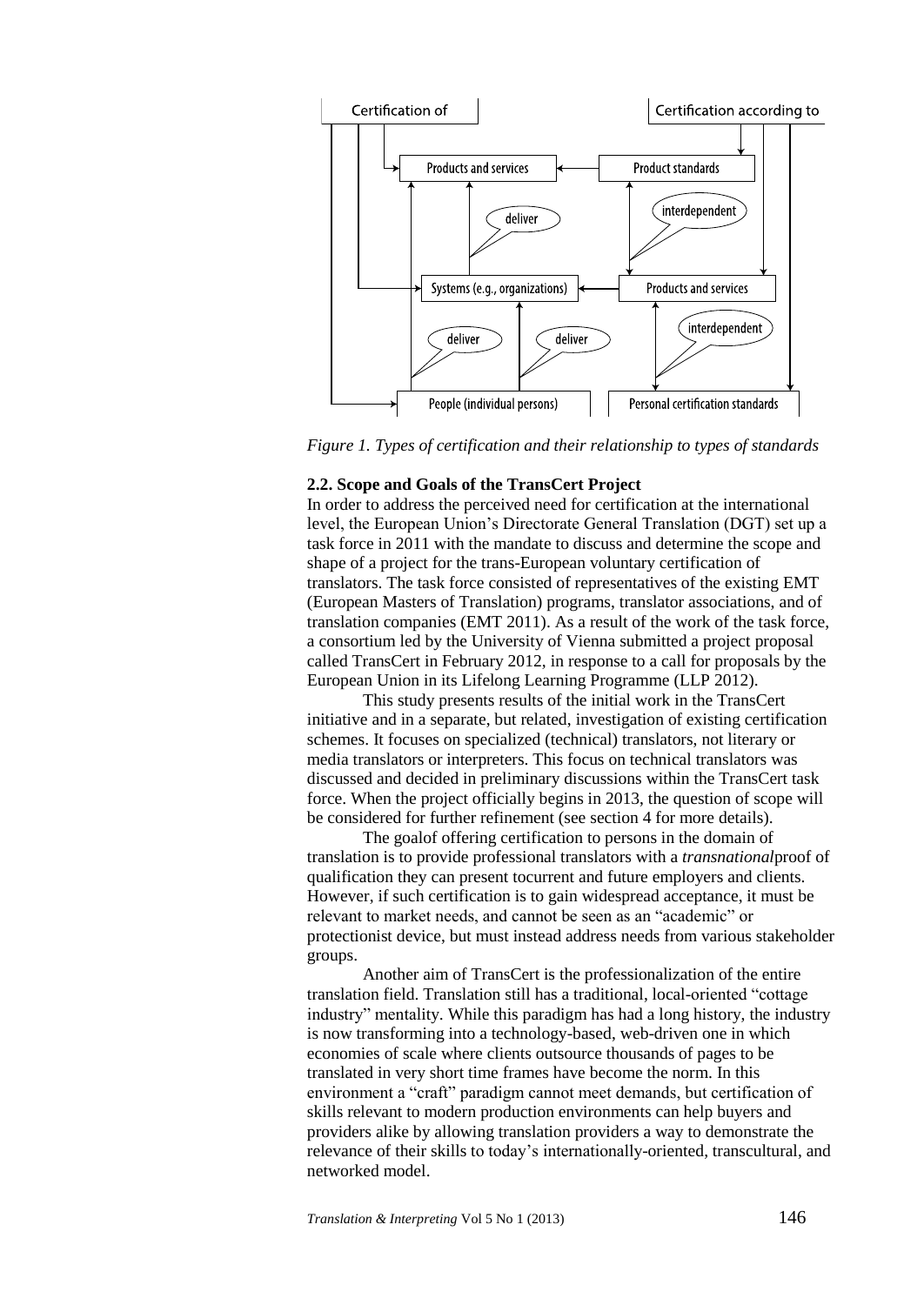*Figure 1. Types of certification and their relationship to types of standards*

**2.2. Scope and Goals of the TransCert Project**

In order to address the perceived need for certification at the international level, the European Union's Directorate General Translation (DGT) set up a task force in 2011 with the mandate to discuss and determine the scope and shape of a project for the trans-European voluntary certification of translators. The task force consisted of representatives of the existing EMT (European Masters of Translation) programs, translator associations, and of translation companies (EMT 2011). As a result of the work of the task force, a consortium led by the University of Vienna submitted a project proposal called TransCert in February 2012, in response to a call for proposals by the European Union in its Lifelong Learning Programme (LLP 2012).

This study presents results of the initial work in the TransCert initiative and in a separate, but related, investigation of existing certification schemes. It focuses on specialized (technical) translators, not literary or media translators or interpreters. This focus on technical translators was discussed and decided in preliminary discussions within the TransCert task force. When the project officially begins in 2013, the question of scope will be considered for further refinement (see section 4 for more details).

The goalof offering certification to persons in the domain of translation is to provide professional translators with a *transnational*proof of qualification they can present tocurrent and future employers and clients. However, if such certification is to gain widespread acceptance, it must be relevant to market needs, and cannot be seen as an "academic" or protectionist device, but must instead address needs from various stakeholder groups.

Another aim of TransCert is the professionalization of the entire translation field. Translation still has a traditional, local-oriented "cottage industry" mentality. While this paradigm has had a long history, the industry is now transforming into a technology-based, web-driven one in which economies of scale where clients outsource thousands of pages to be translated in very short time frames have become the norm. In this environment a "craft" paradigm cannot meet demands, but certification of skills relevant to modern production environments can help buyers and providers alike by allowing translation providers a way to demonstrate the relevance of their skills to today's internationally-oriented, transcultural, and networked model.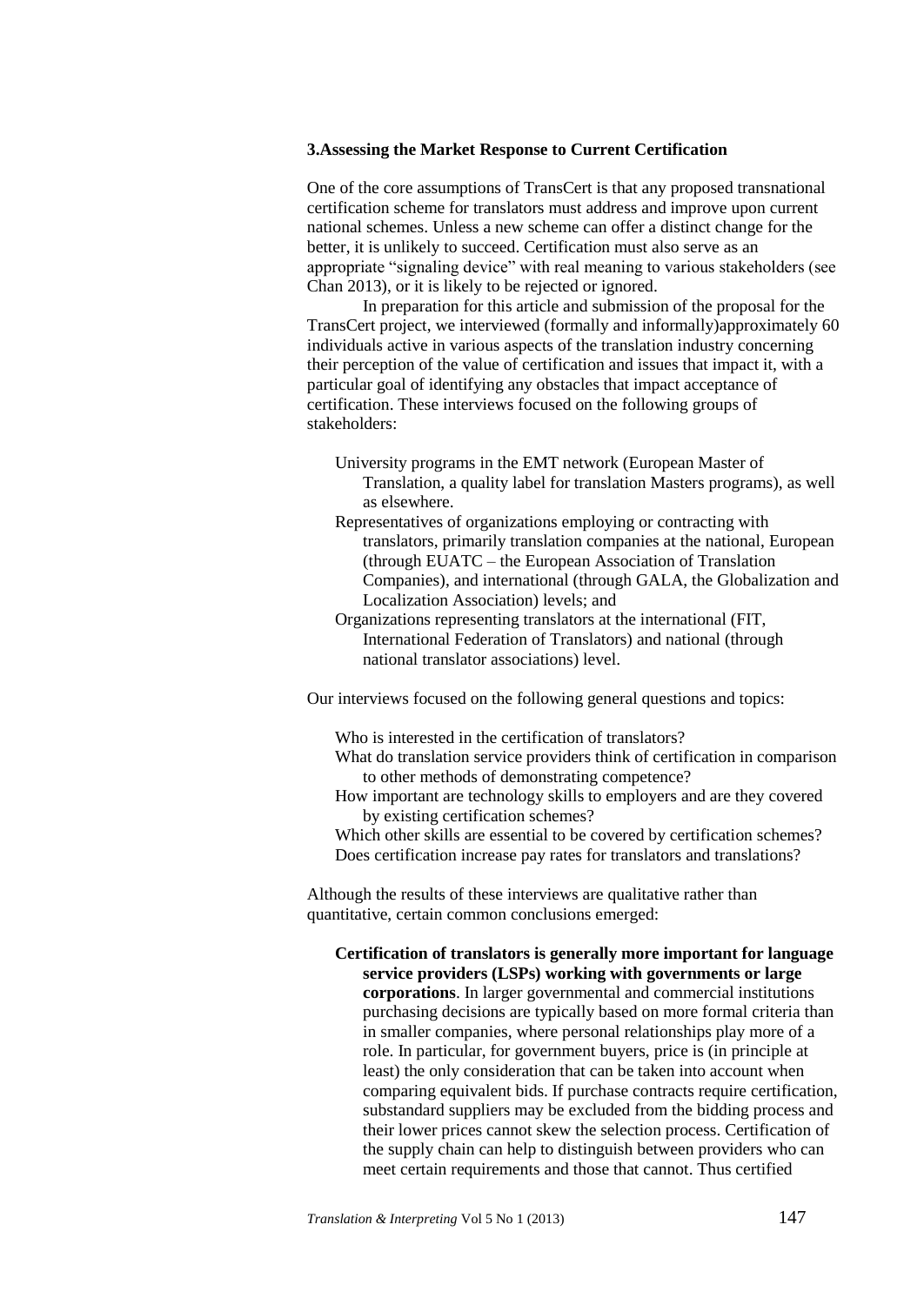### 3. Assessing the Market Response to Current Certification

One of the core assumptions of TransCert is that any proposed transnational certification scheme for translators must address and improve upon current national schemes. Unless a new scheme can offer a distinct change for the better, it is unlikely to succeed. Certification must also serve as an appropriate "signaling device" with real meaning to various stakeholders (see Chan 2013), or it is likely to be rejected or ignored.

In preparation for this article and submission of the proposal for the TransCert project, we interviewed (formally and informally)approximately 60 individuals active in various aspects of the translation industry concerning their perception of the value of certification and issues that impact it, with a particular goal of identifying any obstacles that impact acceptance of certification. These interviews focused on the following groups of stakeholders:

- University programs in the EMT network (European Master of Translation, a quality label for translation Masters programs), as well as elsewhere.
- Representatives of organizations employing or contracting with translators, primarily translation companies at the national, European (through EUATC – the European Association of Translation Companies), and international (through GALA, the Globalization and Localization Association) levels; and
- Organizations representing translators at the international (FIT, International Federation of Translators) and national (through national translator associations) level.

Our interviews focused on the following general questions and topics:

- Who is interested in the certification of translators?
- What do translation service providers think of certification in comparison to other methods of demonstrating competence?
- How important are technology skills to employers and are they covered by existing certification schemes?
- Which other skills are essential to be covered by certification schemes?
- Does certification increase pay rates for translators and translations?

Although the results of these interviews are qualitative rather than quantitative, certain common conclusions emerged:

- **Certification of translators is generally more important for language service providers (LSPs) working with governments or large corporations**. In larger governmental and commercial institutions purchasing decisions are typically based on more formal criteria than in smaller companies, where personal relationships play more of a role. In particular, for government buyers, price is (in principle at least) the only consideration that can be taken into account when comparing equivalent bids. If purchase contracts require certification, substandard suppliers may be excluded from the bidding process and their lower prices cannot skew the selection process. Certification of the supply chain can help to distinguish between providers who can meet certain requirements and those that cannot. Thus certified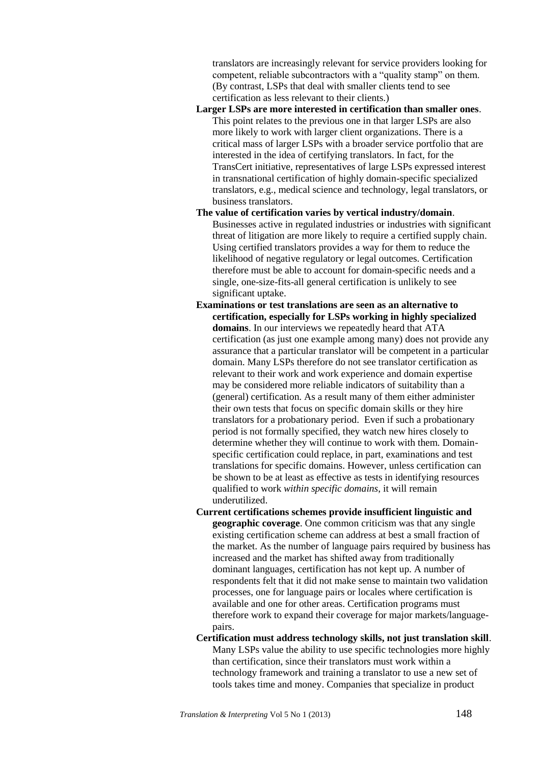translators are increasingly relevant for service providers looking for competent, reliable subcontractors with a "quality stamp" on them. (By contrast, LSPs that deal with smaller clients tend to see certification as less relevant to their clients.)

- **Larger LSPs are more interested in certification than smaller ones**. This point relates to the previous one in that larger LSPs are also more likely to work with larger client organizations. There is a critical mass of larger LSPs with a broader service portfolio that are interested in the idea of certifying translators. In fact, for the TransCert initiative, representatives of large LSPs expressed interest in transnational certification of highly domain-specific specialized translators, e.g., medical science and technology, legal translators, or business translators.
- **The value of certification varies by vertical industry/domain**. Businesses active in regulated industries or industries with significant threat of litigation are more likely to require a certified supply chain. Using certified translators provides a way for them to reduce the likelihood of negative regulatory or legal outcomes. Certification therefore must be able to account for domain-specific needs and a single, one-size-fits-all general certification is unlikely to see significant uptake.
- **Examinations or test translations are seen as an alternative to certification, especially for LSPs working in highly specialized domains**. In our interviews we repeatedly heard that ATA certification (as just one example among many) does not provide any assurance that a particular translator will be competent in a particular domain. Many LSPs therefore do not see translator certification as relevant to their work and work experience and domain expertise may be considered more reliable indicators of suitability than a (general) certification. As a result many of them either administer their own tests that focus on specific domain skills or they hire translators for a probationary period. Even if such a probationary period is not formally specified, they watch new hires closely to determine whether they will continue to work with them. Domain-specific certification could replace, in part, examinations and test translations for specific domains. However, unless certification can be shown to be at least as effective as tests in identifying resources qualified to work *within specific domains*, it will remain underutilized.
- **Current certifications schemes provide insufficient linguistic and geographic coverage**. One common criticism was that any single existing certification scheme can address at best a small fraction of the market. As the number of language pairs required by business has increased and the market has shifted away from traditionally dominant languages, certification has not kept up. A number of respondents felt that it did not make sense to maintain two validation processes, one for language pairs or locales where certification is available and one for other areas. Certification programs must therefore work to expand their coverage for major markets/language-pairs.
- **Certification must address technology skills, not just translation skill**. Many LSPs value the ability to use specific technologies more highly than certification, since their translators must work within a technology framework and training a translator to use a new set of tools takes time and money. Companies that specialize in product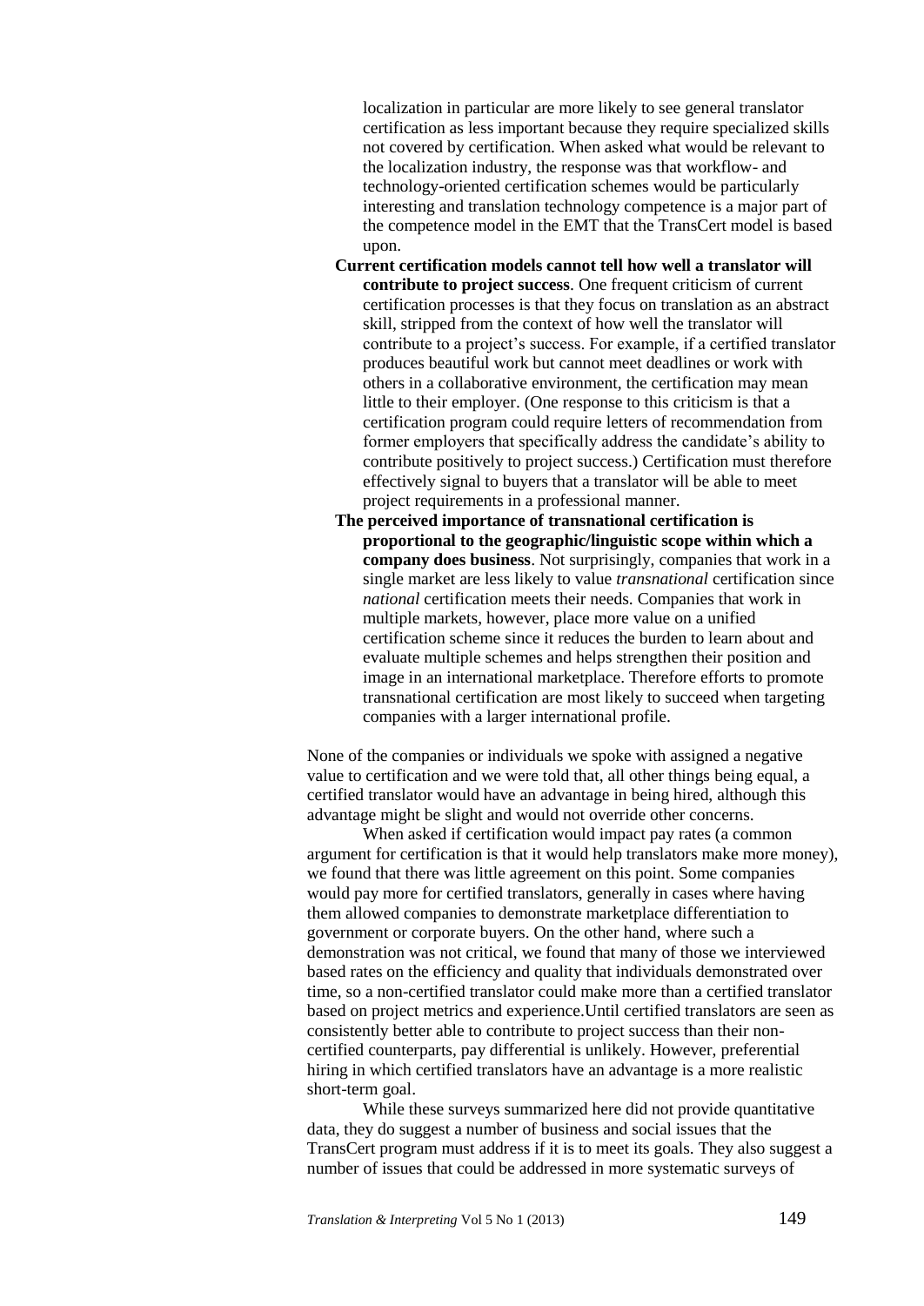localization in particular are more likely to see general translator certification as less important because they require specialized skills not covered by certification. When asked what would be relevant to the localization industry, the response was that workflow- and technology-oriented certification schemes would be particularly interesting and translation technology competence is a major part of the competence model in the EMT that the TransCert model is based upon.

- **Current certification models cannot tell how well a translator will contribute to project success**. One frequent criticism of current certification processes is that they focus on translation as an abstract skill, stripped from the context of how well the translator will contribute to a project's success. For example, if a certified translator produces beautiful work but cannot meet deadlines or work with others in a collaborative environment, the certification may mean little to their employer. (One response to this criticism is that a certification program could require letters of recommendation from former employers that specifically address the candidate's ability to contribute positively to project success.) Certification must therefore effectively signal to buyers that a translator will be able to meet project requirements in a professional manner.
- **The perceived importance of transnational certification is proportional to the geographic/linguistic scope within which a company does business**. Not surprisingly, companies that work in a single market are less likely to value *transnational* certification since *national* certification meets their needs. Companies that work in multiple markets, however, place more value on a unified certification scheme since it reduces the burden to learn about and evaluate multiple schemes and helps strengthen their position and image in an international marketplace. Therefore efforts to promote transnational certification are most likely to succeed when targeting companies with a larger international profile.

None of the companies or individuals we spoke with assigned a negative value to certification and we were told that, all other things being equal, a certified translator would have an advantage in being hired, although this advantage might be slight and would not override other concerns.

When asked if certification would impact pay rates (a common argument for certification is that it would help translators make more money), we found that there was little agreement on this point. Some companies would pay more for certified translators, generally in cases where having them allowed companies to demonstrate marketplace differentiation to government or corporate buyers. On the other hand, where such a demonstration was not critical, we found that many of those we interviewed based rates on the efficiency and quality that individuals demonstrated over time, so a non-certified translator could make more than a certified translator based on project metrics and experience.Until certified translators are seen as consistently better able to contribute to project success than their non-certified counterparts, pay differential is unlikely. However, preferential hiring in which certified translators have an advantage is a more realistic short-term goal.

While these surveys summarized here did not provide quantitative data, they do suggest a number of business and social issues that the TransCert program must address if it is to meet its goals. They also suggest a number of issues that could be addressed in more systematic surveys of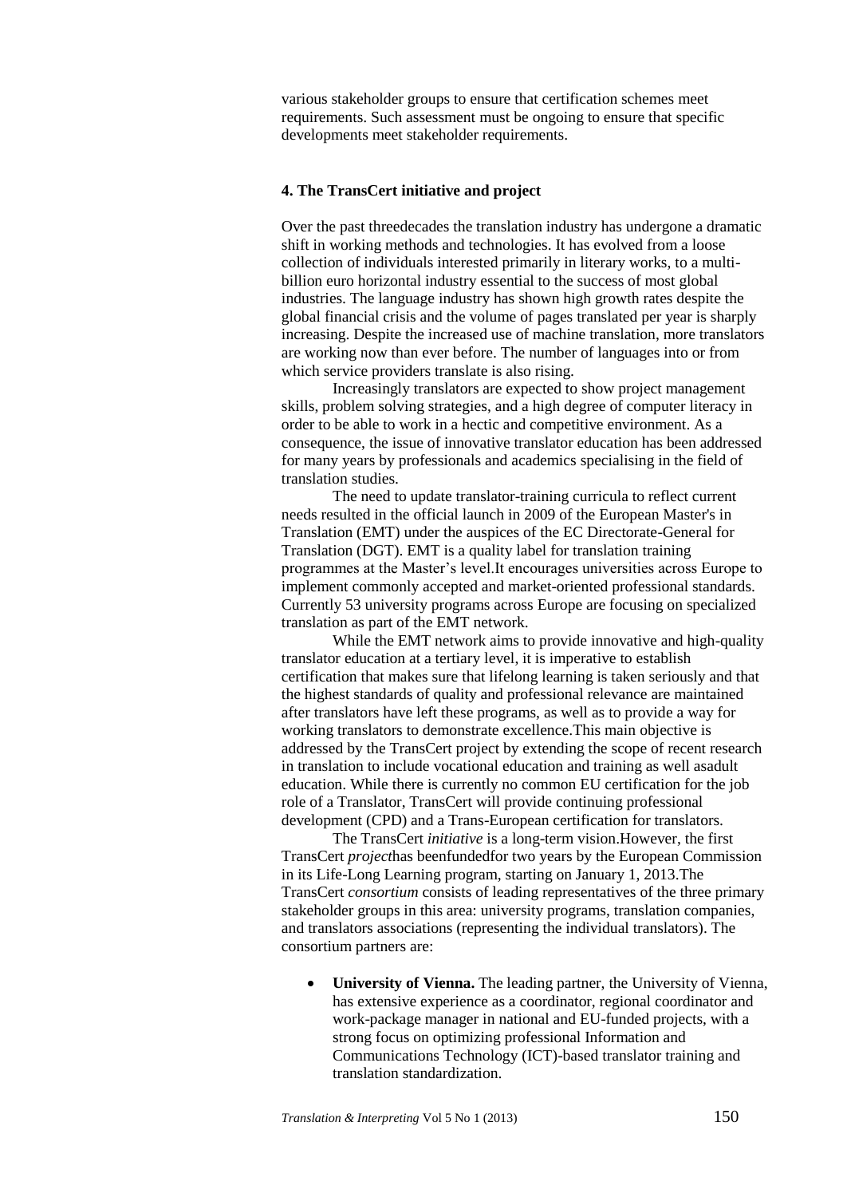various stakeholder groups to ensure that certification schemes meet requirements. Such assessment must be ongoing to ensure that specific developments meet stakeholder requirements.

## 4. The TransCert initiative and project

Over the past threedecades the translation industry has undergone a dramatic shift in working methods and technologies. It has evolved from a loose collection of individuals interested primarily in literary works, to a multi-billion euro horizontal industry essential to the success of most global industries. The language industry has shown high growth rates despite the global financial crisis and the volume of pages translated per year is sharply increasing. Despite the increased use of machine translation, more translators are working now than ever before. The number of languages into or from which service providers translate is also rising.

Increasingly translators are expected to show project management skills, problem solving strategies, and a high degree of computer literacy in order to be able to work in a hectic and competitive environment. As a consequence, the issue of innovative translator education has been addressed for many years by professionals and academics specialising in the field of translation studies.

The need to update translator-training curricula to reflect current needs resulted in the official launch in 2009 of the European Master's in Translation (EMT) under the auspices of the EC Directorate-General for Translation (DGT). EMT is a quality label for translation training programmes at the Master's level.It encourages universities across Europe to implement commonly accepted and market-oriented professional standards. Currently 53 university programs across Europe are focusing on specialized translation as part of the EMT network.

While the EMT network aims to provide innovative and high-quality translator education at a tertiary level, it is imperative to establish certification that makes sure that lifelong learning is taken seriously and that the highest standards of quality and professional relevance are maintained after translators have left these programs, as well as to provide a way for working translators to demonstrate excellence.This main objective is addressed by the TransCert project by extending the scope of recent research in translation to include vocational education and training as well asadult education. While there is currently no common EU certification for the job role of a Translator, TransCert will provide continuing professional development (CPD) and a Trans-European certification for translators.

The TransCert *initiative* is a long-term vision.However, the first TransCert *project*has beenfundedfor two years by the European Commission in its Life-Long Learning program, starting on January 1, 2013.The TransCert *consortium* consists of leading representatives of the three primary stakeholder groups in this area: university programs, translation companies, and translators associations (representing the individual translators). The consortium partners are:

- **University of Vienna.** The leading partner, the University of Vienna, has extensive experience as a coordinator, regional coordinator and work-package manager in national and EU-funded projects, with a strong focus on optimizing professional Information and Communications Technology (ICT)-based translator training and translation standardization.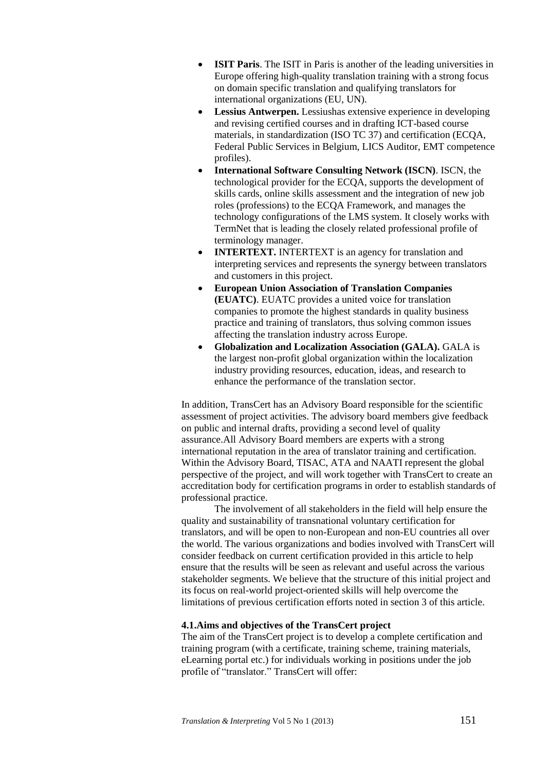- **ISIT Paris**. The ISIT in Paris is another of the leading universities in Europe offering high-quality translation training with a strong focus on domain specific translation and qualifying translators for international organizations (EU, UN).
- **Lessius Antwerpen.** Lessiushas extensive experience in developing and revising certified courses and in drafting ICT-based course materials, in standardization (ISO TC 37) and certification (ECQA, Federal Public Services in Belgium, LICS Auditor, EMT competence profiles).
- **International Software Consulting Network (ISCN)**. ISCN, the technological provider for the ECQA, supports the development of skills cards, online skills assessment and the integration of new job roles (professions) to the ECQA Framework, and manages the technology configurations of the LMS system. It closely works with TermNet that is leading the closely related professional profile of terminology manager.
- **INTERTEXT.** INTERTEXT is an agency for translation and interpreting services and represents the synergy between translators and customers in this project.
- **European Union Association of Translation Companies (EUATC)**. EUATC provides a united voice for translation companies to promote the highest standards in quality business practice and training of translators, thus solving common issues affecting the translation industry across Europe.
- **Globalization and Localization Association (GALA).** GALA is the largest non-profit global organization within the localization industry providing resources, education, ideas, and research to enhance the performance of the translation sector.

In addition, TransCert has an Advisory Board responsible for the scientific assessment of project activities. The advisory board members give feedback on public and internal drafts, providing a second level of quality assurance.All Advisory Board members are experts with a strong international reputation in the area of translator training and certification. Within the Advisory Board, TISAC, ATA and NAATI represent the global perspective of the project, and will work together with TransCert to create an accreditation body for certification programs in order to establish standards of professional practice.

The involvement of all stakeholders in the field will help ensure the quality and sustainability of transnational voluntary certification for translators, and will be open to non-European and non-EU countries all over the world. The various organizations and bodies involved with TransCert will consider feedback on current certification provided in this article to help ensure that the results will be seen as relevant and useful across the various stakeholder segments. We believe that the structure of this initial project and its focus on real-world project-oriented skills will help overcome the limitations of previous certification efforts noted in section 3 of this article.

### 4.1.Aims and objectives of the TransCert project

The aim of the TransCert project is to develop a complete certification and training program (with a certificate, training scheme, training materials, eLearning portal etc.) for individuals working in positions under the job profile of "translator." TransCert will offer: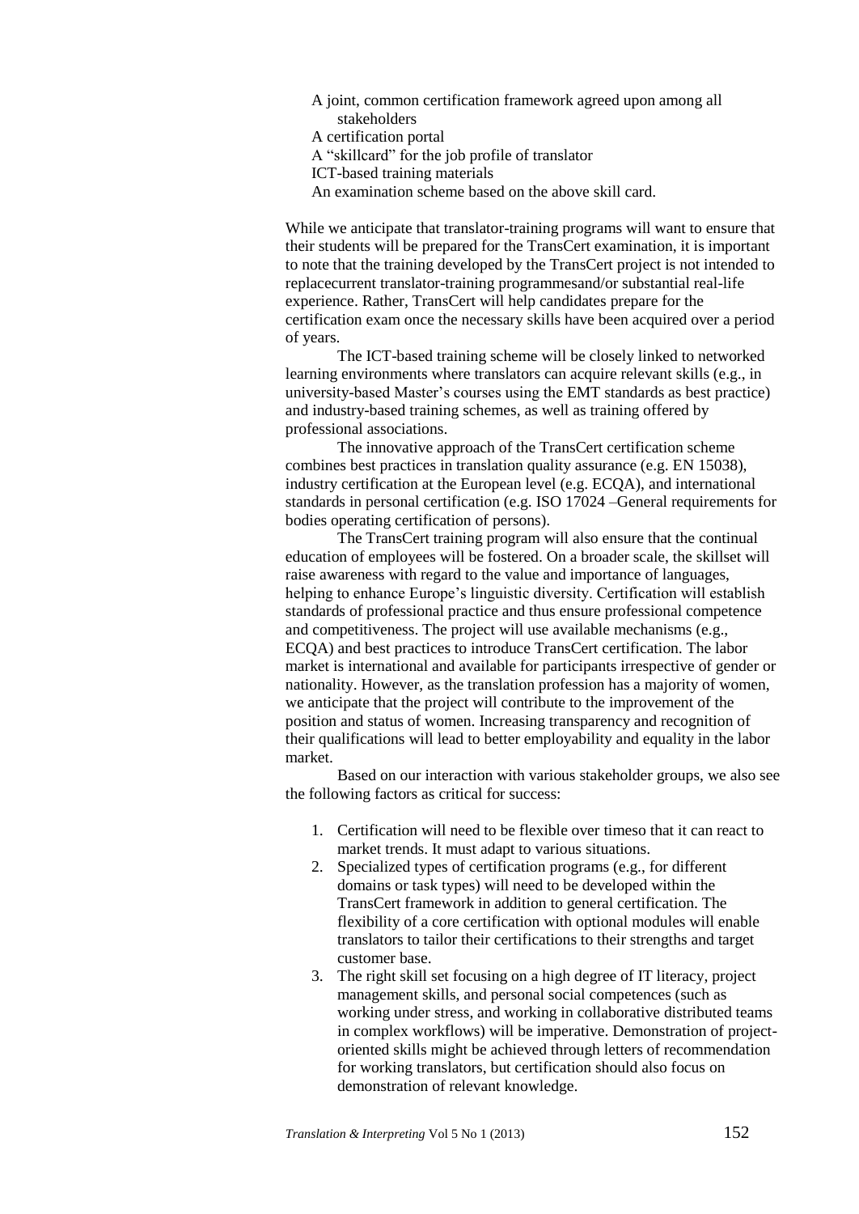- A joint, common certification framework agreed upon among all stakeholders
- A certification portal
- A "skillcard" for the job profile of translator
- ICT-based training materials
- An examination scheme based on the above skill card.

While we anticipate that translator-training programs will want to ensure that their students will be prepared for the TransCert examination, it is important to note that the training developed by the TransCert project is not intended to replacecurrent translator-training programmesand/or substantial real-life experience. Rather, TransCert will help candidates prepare for the certification exam once the necessary skills have been acquired over a period of years.

The ICT-based training scheme will be closely linked to networked learning environments where translators can acquire relevant skills (e.g., in university-based Master's courses using the EMT standards as best practice) and industry-based training schemes, as well as training offered by professional associations.

The innovative approach of the TransCert certification scheme combines best practices in translation quality assurance (e.g. EN 15038), industry certification at the European level (e.g. ECQA), and international standards in personal certification (e.g. ISO 17024 –General requirements for bodies operating certification of persons).

The TransCert training program will also ensure that the continual education of employees will be fostered. On a broader scale, the skillset will raise awareness with regard to the value and importance of languages, helping to enhance Europe's linguistic diversity. Certification will establish standards of professional practice and thus ensure professional competence and competitiveness. The project will use available mechanisms (e.g., ECQA) and best practices to introduce TransCert certification. The labor market is international and available for participants irrespective of gender or nationality. However, as the translation profession has a majority of women, we anticipate that the project will contribute to the improvement of the position and status of women. Increasing transparency and recognition of their qualifications will lead to better employability and equality in the labor market.

Based on our interaction with various stakeholder groups, we also see the following factors as critical for success:

1. Certification will need to be flexible over timeso that it can react to market trends. It must adapt to various situations.
2. Specialized types of certification programs (e.g., for different domains or task types) will need to be developed within the TransCert framework in addition to general certification. The flexibility of a core certification with optional modules will enable translators to tailor their certifications to their strengths and target customer base.
3. The right skill set focusing on a high degree of IT literacy, project management skills, and personal social competences (such as working under stress, and working in collaborative distributed teams in complex workflows) will be imperative. Demonstration of project-oriented skills might be achieved through letters of recommendation for working translators, but certification should also focus on demonstration of relevant knowledge.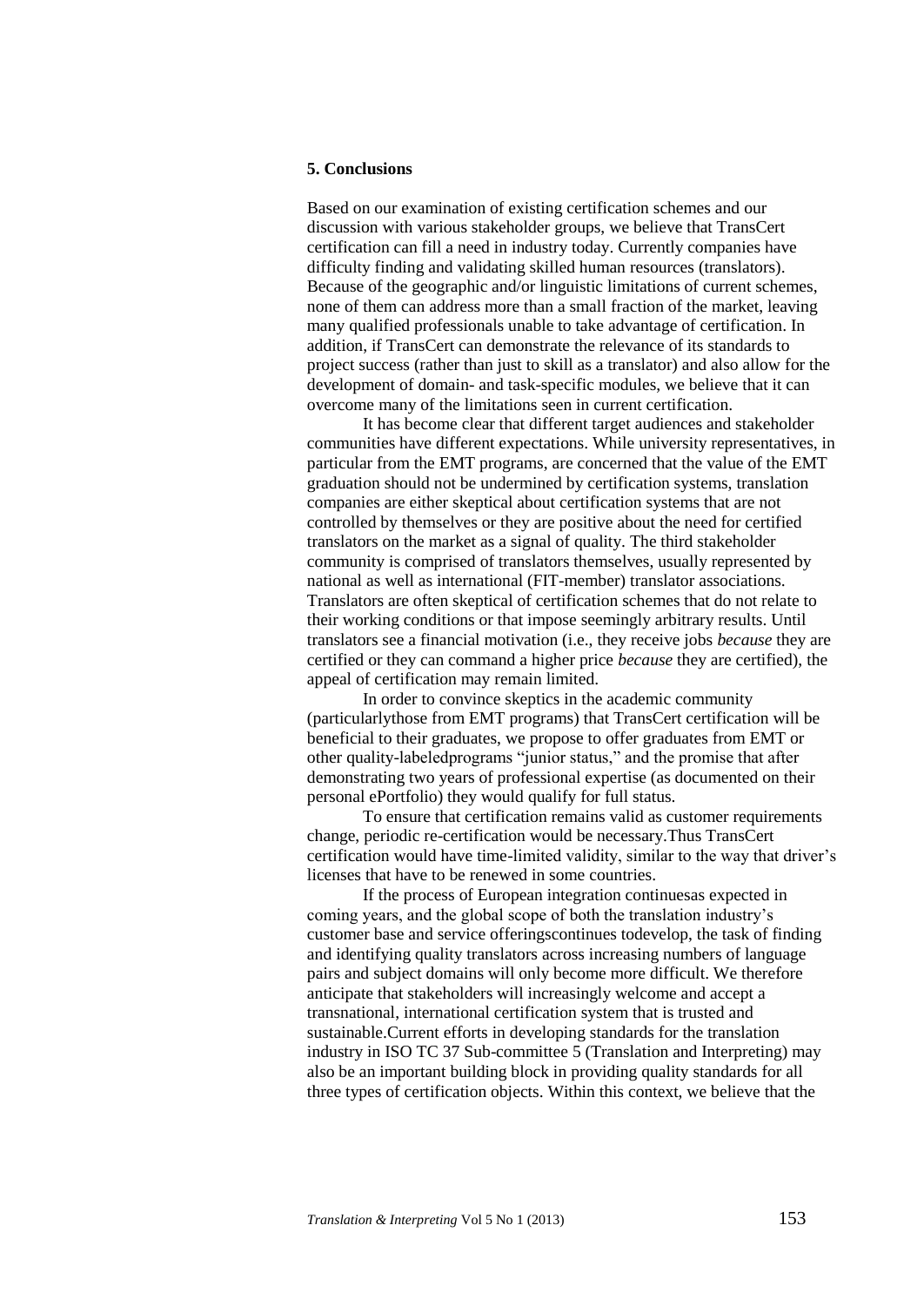## 5. Conclusions

Based on our examination of existing certification schemes and our discussion with various stakeholder groups, we believe that TransCert certification can fill a need in industry today. Currently companies have difficulty finding and validating skilled human resources (translators). Because of the geographic and/or linguistic limitations of current schemes, none of them can address more than a small fraction of the market, leaving many qualified professionals unable to take advantage of certification. In addition, if TransCert can demonstrate the relevance of its standards to project success (rather than just to skill as a translator) and also allow for the development of domain- and task-specific modules, we believe that it can overcome many of the limitations seen in current certification.

It has become clear that different target audiences and stakeholder communities have different expectations. While university representatives, in particular from the EMT programs, are concerned that the value of the EMT graduation should not be undermined by certification systems, translation companies are either skeptical about certification systems that are not controlled by themselves or they are positive about the need for certified translators on the market as a signal of quality. The third stakeholder community is comprised of translators themselves, usually represented by national as well as international (FIT-member) translator associations. Translators are often skeptical of certification schemes that do not relate to their working conditions or that impose seemingly arbitrary results. Until translators see a financial motivation (i.e., they receive jobs *because* they are certified or they can command a higher price *because* they are certified), the appeal of certification may remain limited.

In order to convince skeptics in the academic community (particularlythose from EMT programs) that TransCert certification will be beneficial to their graduates, we propose to offer graduates from EMT or other quality-labeledprograms "junior status," and the promise that after demonstrating two years of professional expertise (as documented on their personal ePortfolio) they would qualify for full status.

To ensure that certification remains valid as customer requirements change, periodic re-certification would be necessary.Thus TransCert certification would have time-limited validity, similar to the way that driver's licenses that have to be renewed in some countries.

If the process of European integration continuesas expected in coming years, and the global scope of both the translation industry's customer base and service offeringscontinues todevelop, the task of finding and identifying quality translators across increasing numbers of language pairs and subject domains will only become more difficult. We therefore anticipate that stakeholders will increasingly welcome and accept a transnational, international certification system that is trusted and sustainable.Current efforts in developing standards for the translation industry in ISO TC 37 Sub-committee 5 (Translation and Interpreting) may also be an important building block in providing quality standards for all three types of certification objects. Within this context, we believe that the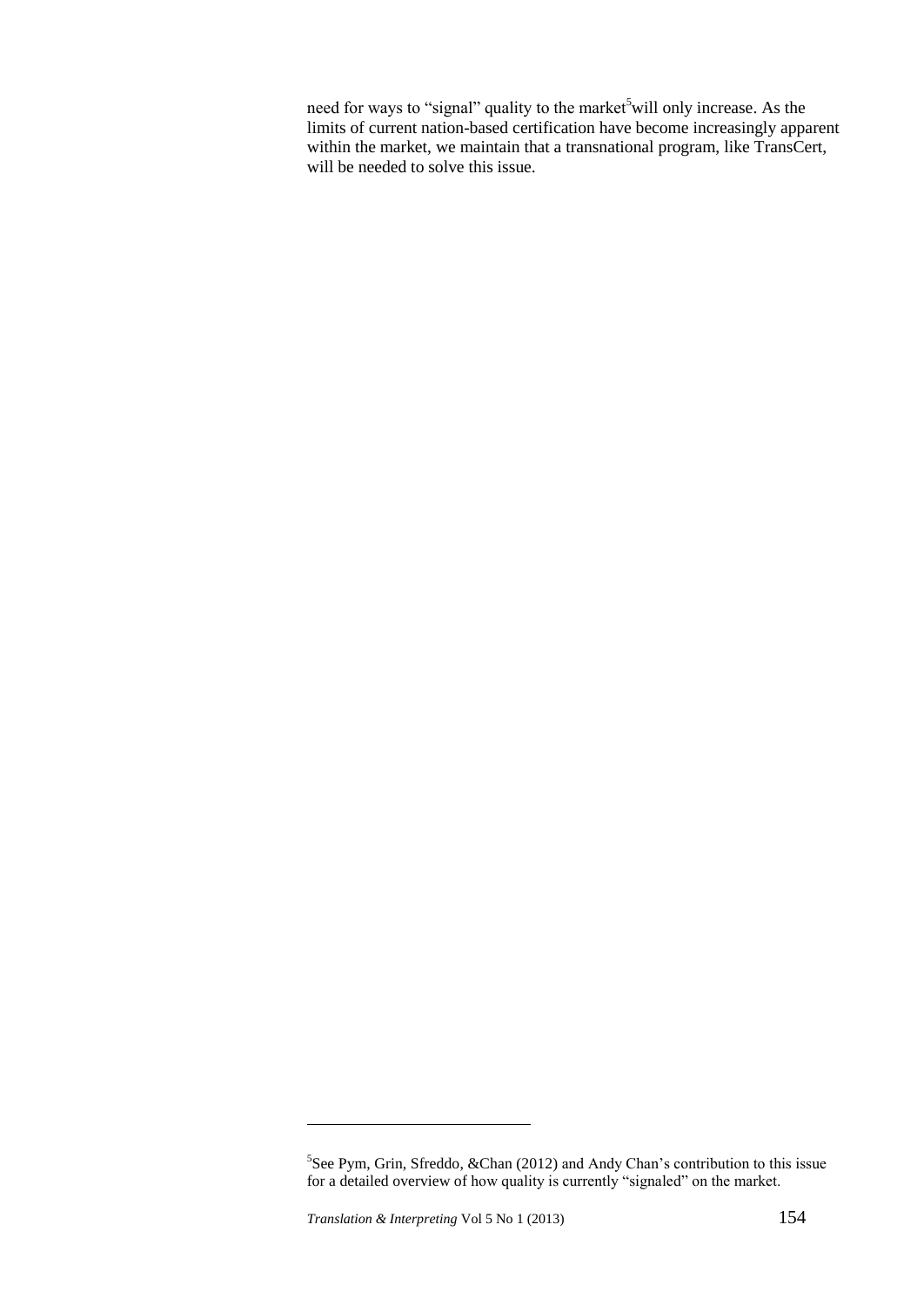need for ways to "signal" quality to the market[5] will only increase. As the limits of current nation-based certification have become increasingly apparent within the market, we maintain that a transnational program, like TransCert, will be needed to solve this issue.

---

[5]See Pym, Grin, Sfreddo, &Chan (2012) and Andy Chan's contribution to this issue for a detailed overview of how quality is currently "signaled" on the market.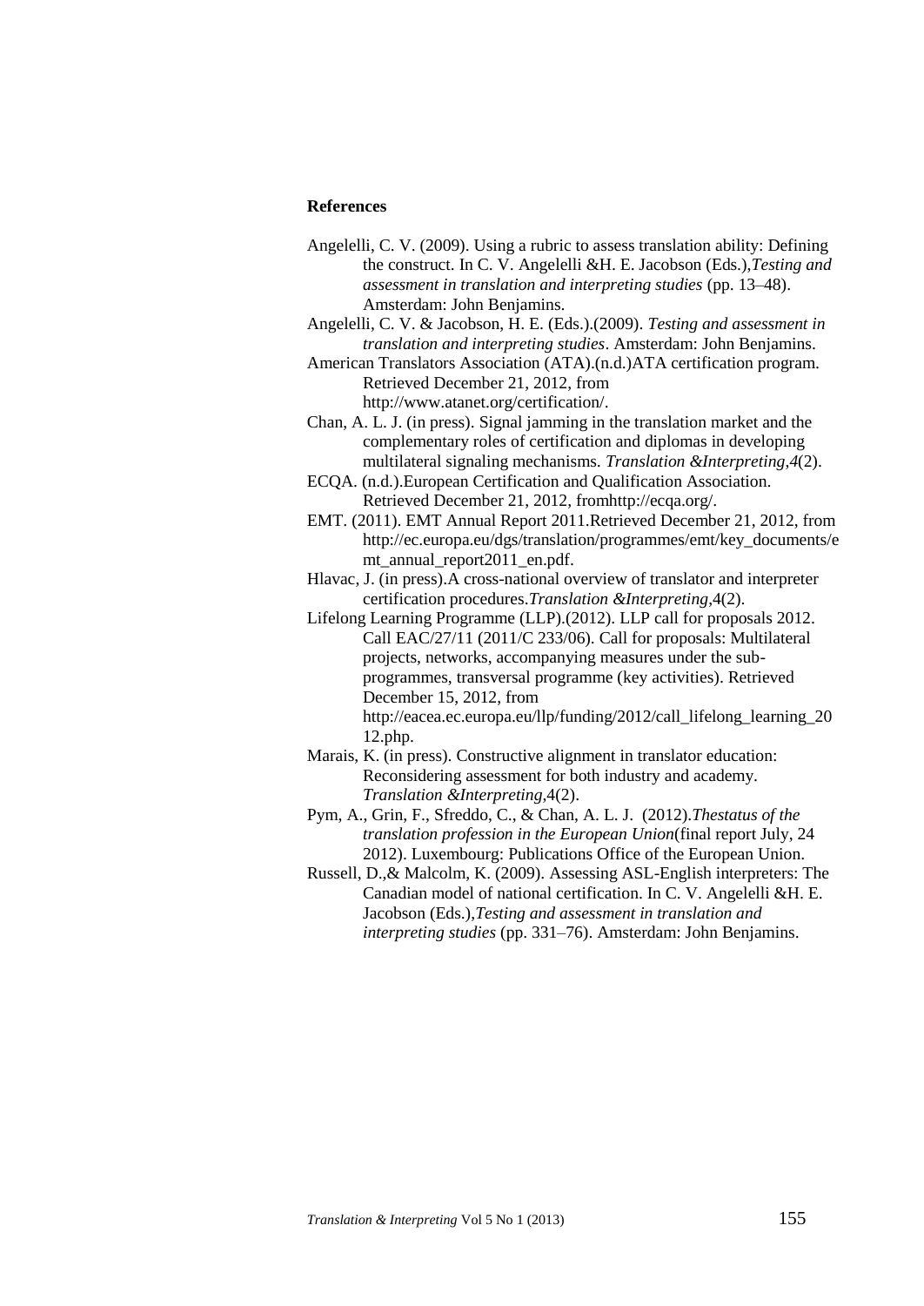**References**

Angelelli, C. V. (2009). Using a rubric to assess translation ability: Defining the construct. In C. V. Angelelli &H. E. Jacobson (Eds.),*Testing and assessment in translation and interpreting studies* (pp. 13–48). Amsterdam: John Benjamins.

Angelelli, C. V. & Jacobson, H. E. (Eds.).(2009). *Testing and assessment in translation and interpreting studies*. Amsterdam: John Benjamins.

American Translators Association (ATA).(n.d.)ATA certification program. Retrieved December 21, 2012, from http://www.atanet.org/certification/.

Chan, A. L. J. (in press). Signal jamming in the translation market and the complementary roles of certification and diplomas in developing multilateral signaling mechanisms. *Translation &Interpreting*,*4*(2).

ECQA. (n.d.).European Certification and Qualification Association. Retrieved December 21, 2012, fromhttp://ecqa.org/.

EMT. (2011). EMT Annual Report 2011.Retrieved December 21, 2012, from http://ec.europa.eu/dgs/translation/programmes/emt/key_documents/emt_annual_report2011_en.pdf.

Hlavac, J. (in press).A cross-national overview of translator and interpreter certification procedures.*Translation &Interpreting*,4(2).

Lifelong Learning Programme (LLP).(2012). LLP call for proposals 2012. Call EAC/27/11 (2011/C 233/06). Call for proposals: Multilateral projects, networks, accompanying measures under the sub-programmes, transversal programme (key activities). Retrieved December 15, 2012, from http://eacea.ec.europa.eu/llp/funding/2012/call_lifelong_learning_2012.php.

Marais, K. (in press). Constructive alignment in translator education: Reconsidering assessment for both industry and academy. *Translation &Interpreting*,4(2).

Pym, A., Grin, F., Sfreddo, C., & Chan, A. L. J. (2012).*Thestatus of the translation profession in the European Union*(final report July, 24 2012). Luxembourg: Publications Office of the European Union.

Russell, D.,& Malcolm, K. (2009). Assessing ASL-English interpreters: The Canadian model of national certification. In C. V. Angelelli &H. E. Jacobson (Eds.),*Testing and assessment in translation and interpreting studies* (pp. 331–76). Amsterdam: John Benjamins.